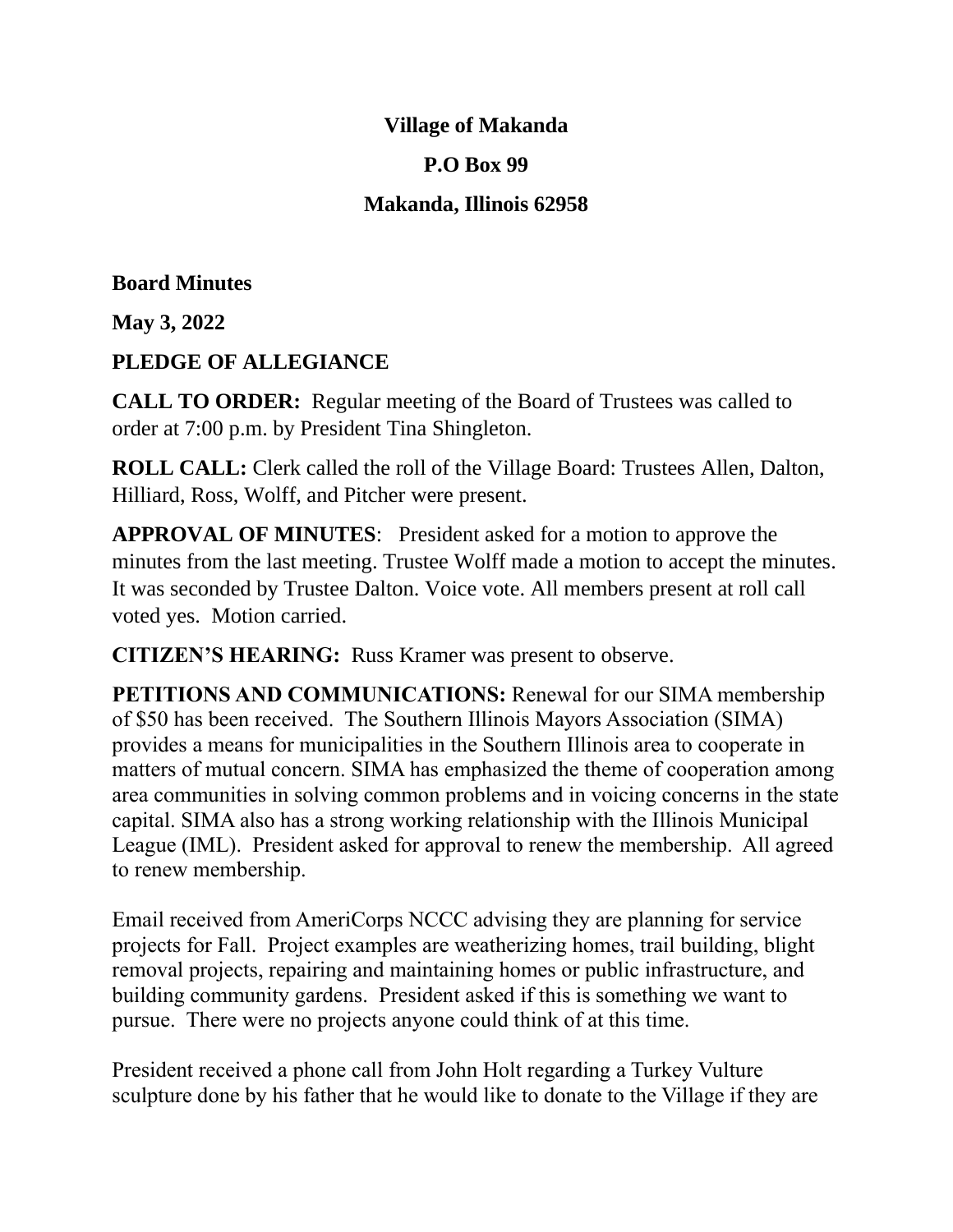**Village of Makanda**

**P.O Box 99**

**Makanda, Illinois 62958**

**Board Minutes**

**May 3, 2022**

**PLEDGE OF ALLEGIANCE**

**CALL TO ORDER:** Regular meeting of the Board of Trustees was called to order at 7:00 p.m. by President Tina Shingleton.

**ROLL CALL:** Clerk called the roll of the Village Board: Trustees Allen, Dalton, Hilliard, Ross, Wolff, and Pitcher were present.

**APPROVAL OF MINUTES**: President asked for a motion to approve the minutes from the last meeting. Trustee Wolff made a motion to accept the minutes. It was seconded by Trustee Dalton. Voice vote. All members present at roll call voted yes. Motion carried.

**CITIZEN'S HEARING:** Russ Kramer was present to observe.

**PETITIONS AND COMMUNICATIONS:** Renewal for our SIMA membership of $50 has been received. The Southern Illinois Mayors Association (SIMA) provides a means for municipalities in the Southern Illinois area to cooperate in matters of mutual concern. SIMA has emphasized the theme of cooperation among area communities in solving common problems and in voicing concerns in the state capital. SIMA also has a strong working relationship with the Illinois Municipal League (IML). President asked for approval to renew the membership. All agreed to renew membership.

Email received from AmeriCorps NCCC advising they are planning for service projects for Fall. Project examples are weatherizing homes, trail building, blight removal projects, repairing and maintaining homes or public infrastructure, and building community gardens. President asked if this is something we want to pursue. There were no projects anyone could think of at this time.

President received a phone call from John Holt regarding a Turkey Vulture sculpture done by his father that he would like to donate to the Village if they are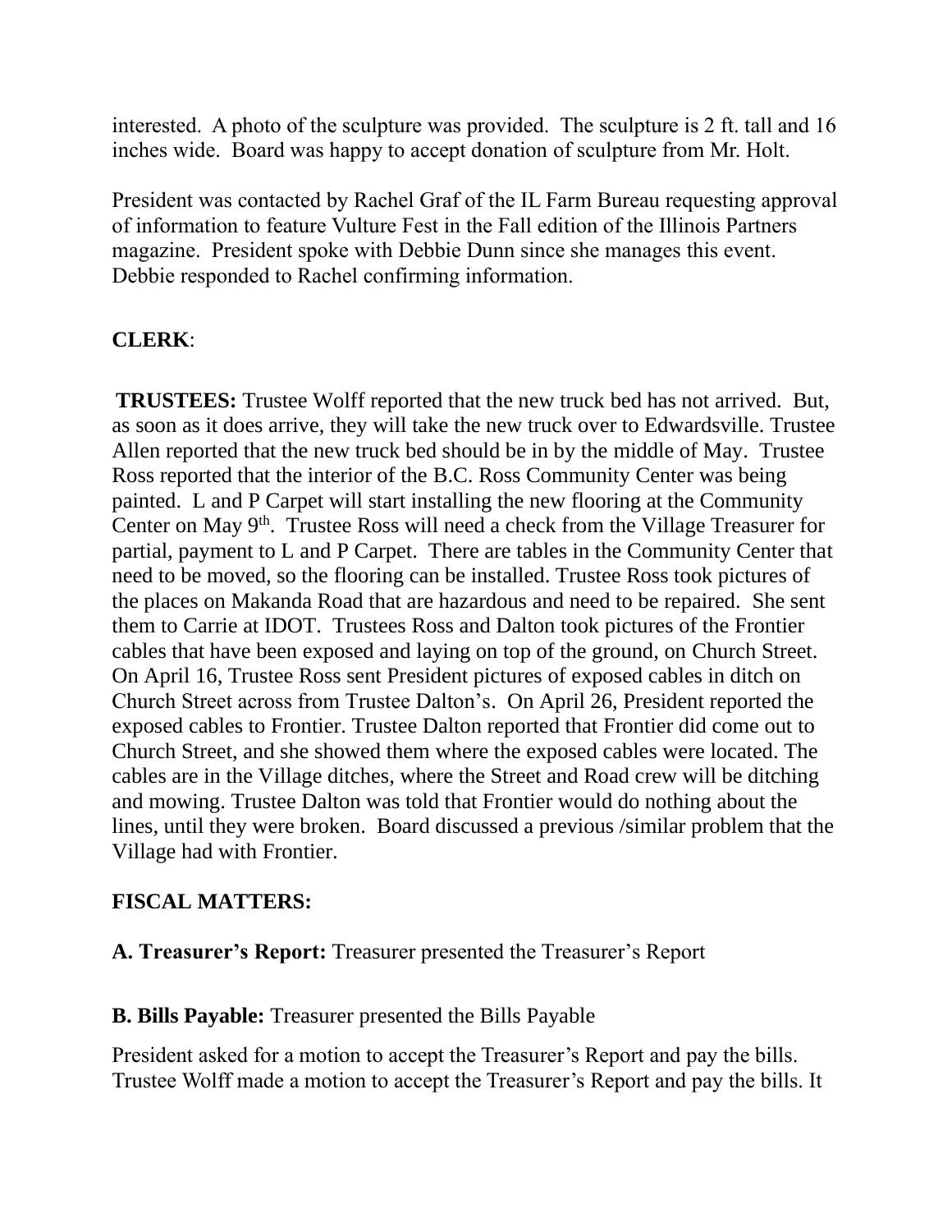interested. A photo of the sculpture was provided. The sculpture is 2 ft. tall and 16 inches wide. Board was happy to accept donation of sculpture from Mr. Holt.

President was contacted by Rachel Graf of the IL Farm Bureau requesting approval of information to feature Vulture Fest in the Fall edition of the Illinois Partners magazine. President spoke with Debbie Dunn since she manages this event. Debbie responded to Rachel confirming information.

**CLERK**:

**TRUSTEES:** Trustee Wolff reported that the new truck bed has not arrived. But, as soon as it does arrive, they will take the new truck over to Edwardsville. Trustee Allen reported that the new truck bed should be in by the middle of May. Trustee Ross reported that the interior of the B.C. Ross Community Center was being painted. L and P Carpet will start installing the new flooring at the Community Center on May 9th. Trustee Ross will need a check from the Village Treasurer for partial, payment to L and P Carpet. There are tables in the Community Center that need to be moved, so the flooring can be installed. Trustee Ross took pictures of the places on Makanda Road that are hazardous and need to be repaired. She sent them to Carrie at IDOT. Trustees Ross and Dalton took pictures of the Frontier cables that have been exposed and laying on top of the ground, on Church Street. On April 16, Trustee Ross sent President pictures of exposed cables in ditch on Church Street across from Trustee Dalton's. On April 26, President reported the exposed cables to Frontier. Trustee Dalton reported that Frontier did come out to Church Street, and she showed them where the exposed cables were located. The cables are in the Village ditches, where the Street and Road crew will be ditching and mowing. Trustee Dalton was told that Frontier would do nothing about the lines, until they were broken. Board discussed a previous /similar problem that the Village had with Frontier.

**FISCAL MATTERS:**

**A. Treasurer's Report:** Treasurer presented the Treasurer's Report

**B. Bills Payable:** Treasurer presented the Bills Payable

President asked for a motion to accept the Treasurer's Report and pay the bills. Trustee Wolff made a motion to accept the Treasurer's Report and pay the bills. It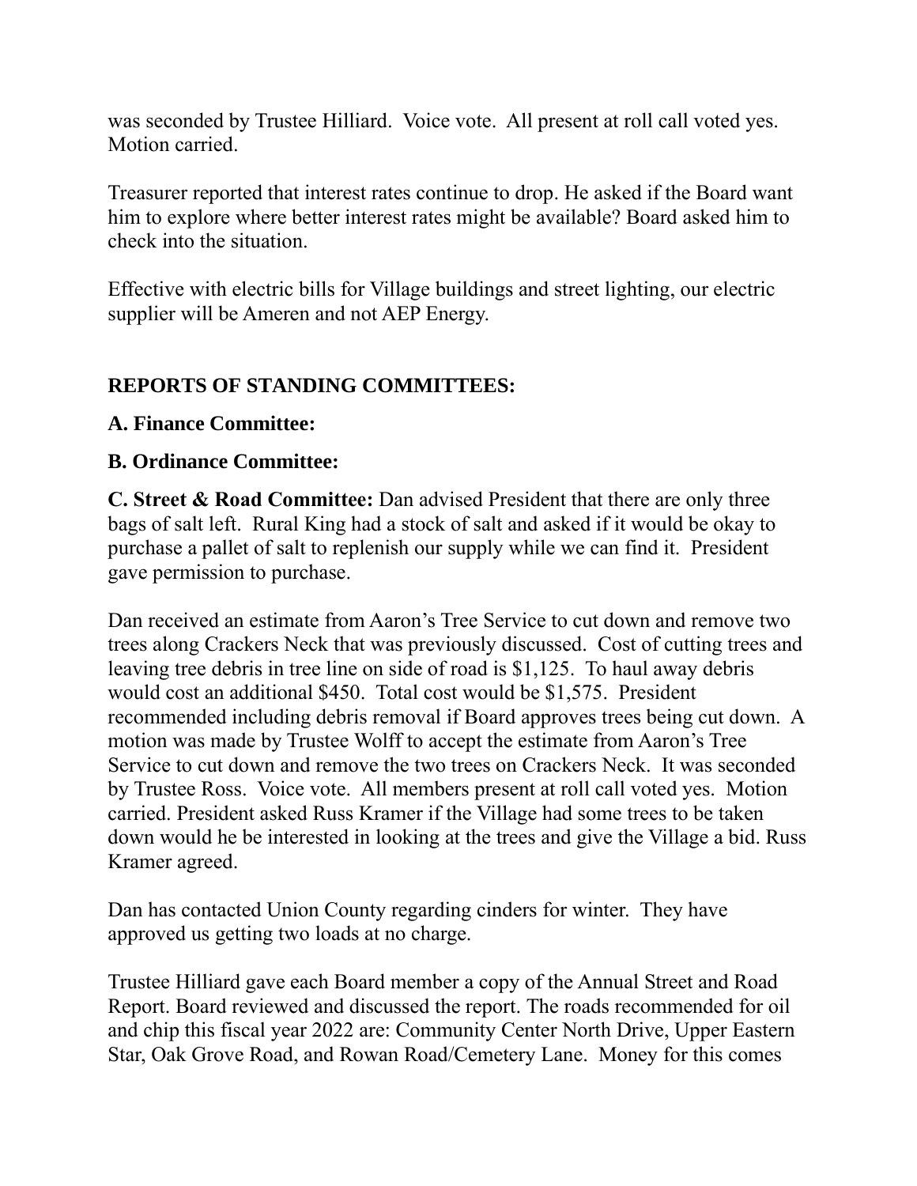was seconded by Trustee Hilliard. Voice vote. All present at roll call voted yes. Motion carried.

Treasurer reported that interest rates continue to drop. He asked if the Board want him to explore where better interest rates might be available? Board asked him to check into the situation.

Effective with electric bills for Village buildings and street lighting, our electric supplier will be Ameren and not AEP Energy.

**REPORTS OF STANDING COMMITTEES:**

**A. Finance Committee:**

**B. Ordinance Committee:**

**C. Street & Road Committee:** Dan advised President that there are only three bags of salt left. Rural King had a stock of salt and asked if it would be okay to purchase a pallet of salt to replenish our supply while we can find it. President gave permission to purchase.

Dan received an estimate from Aaron's Tree Service to cut down and remove two trees along Crackers Neck that was previously discussed. Cost of cutting trees and leaving tree debris in tree line on side of road is $1,125. To haul away debris would cost an additional $450. Total cost would be $1,575. President recommended including debris removal if Board approves trees being cut down. A motion was made by Trustee Wolff to accept the estimate from Aaron's Tree Service to cut down and remove the two trees on Crackers Neck. It was seconded by Trustee Ross. Voice vote. All members present at roll call voted yes. Motion carried. President asked Russ Kramer if the Village had some trees to be taken down would he be interested in looking at the trees and give the Village a bid. Russ Kramer agreed.

Dan has contacted Union County regarding cinders for winter. They have approved us getting two loads at no charge.

Trustee Hilliard gave each Board member a copy of the Annual Street and Road Report. Board reviewed and discussed the report. The roads recommended for oil and chip this fiscal year 2022 are: Community Center North Drive, Upper Eastern Star, Oak Grove Road, and Rowan Road/Cemetery Lane. Money for this comes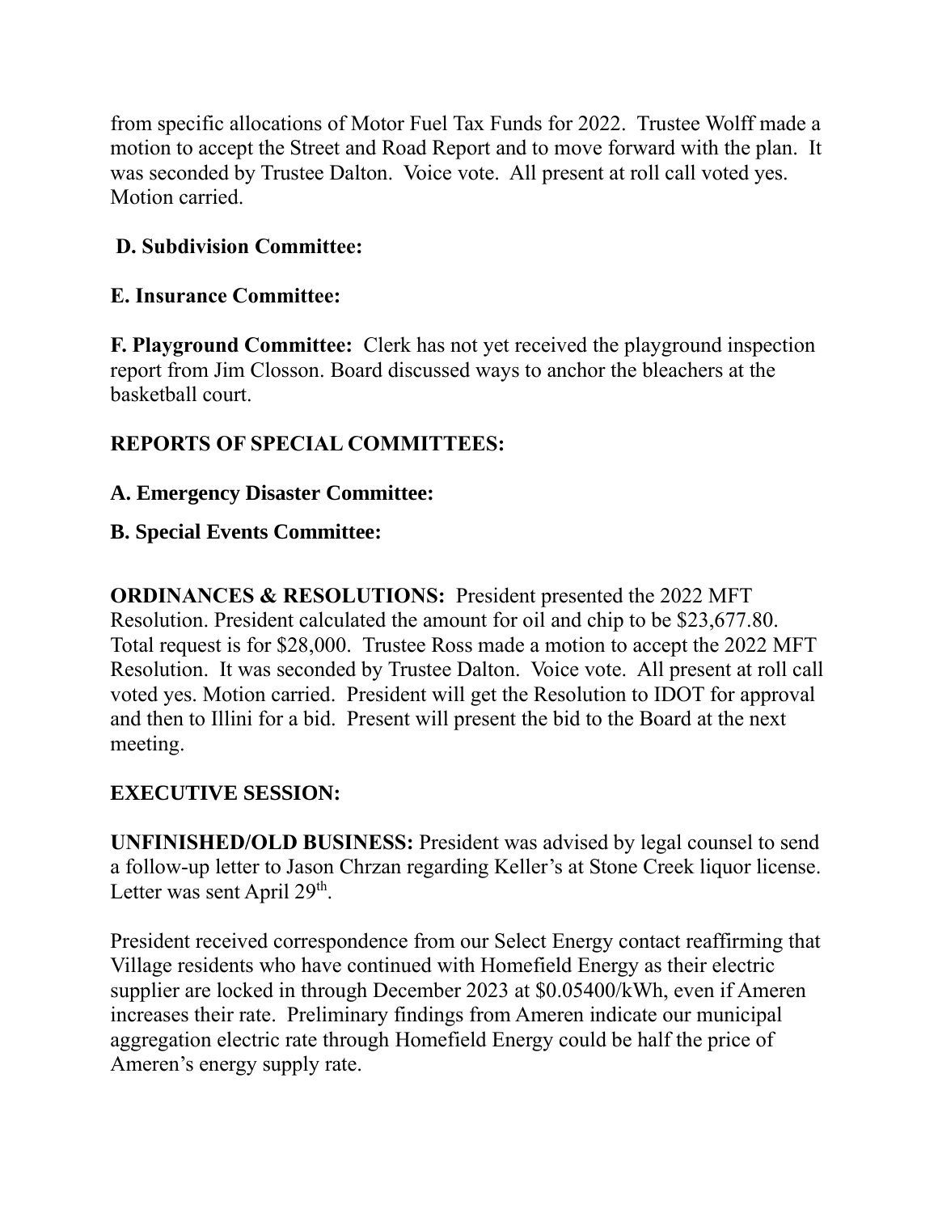from specific allocations of Motor Fuel Tax Funds for 2022. Trustee Wolff made a motion to accept the Street and Road Report and to move forward with the plan. It was seconded by Trustee Dalton. Voice vote. All present at roll call voted yes. Motion carried.

**D. Subdivision Committee:**

**E. Insurance Committee:**

**F. Playground Committee:** Clerk has not yet received the playground inspection report from Jim Closson. Board discussed ways to anchor the bleachers at the basketball court.

**REPORTS OF SPECIAL COMMITTEES:**

**A. Emergency Disaster Committee:**

**B. Special Events Committee:**

**ORDINANCES & RESOLUTIONS:** President presented the 2022 MFT Resolution. President calculated the amount for oil and chip to be $23,677.80. Total request is for $28,000. Trustee Ross made a motion to accept the 2022 MFT Resolution. It was seconded by Trustee Dalton. Voice vote. All present at roll call voted yes. Motion carried. President will get the Resolution to IDOT for approval and then to Illini for a bid. Present will present the bid to the Board at the next meeting.

**EXECUTIVE SESSION:**

**UNFINISHED/OLD BUSINESS:** President was advised by legal counsel to send a follow-up letter to Jason Chrzan regarding Keller's at Stone Creek liquor license. Letter was sent April 29th.

President received correspondence from our Select Energy contact reaffirming that Village residents who have continued with Homefield Energy as their electric supplier are locked in through December 2023 at $0.05400/kWh, even if Ameren increases their rate. Preliminary findings from Ameren indicate our municipal aggregation electric rate through Homefield Energy could be half the price of Ameren's energy supply rate.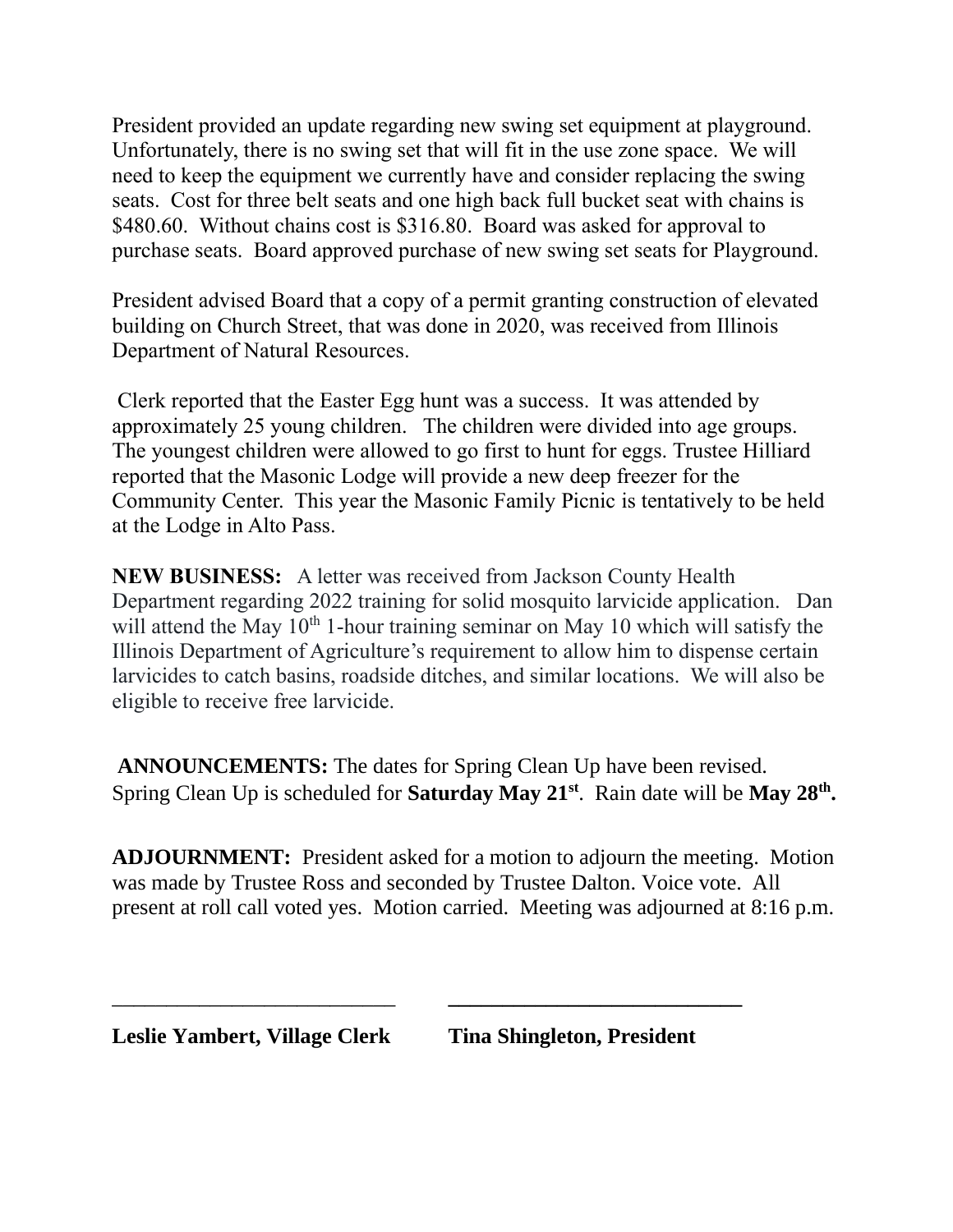President provided an update regarding new swing set equipment at playground. Unfortunately, there is no swing set that will fit in the use zone space. We will need to keep the equipment we currently have and consider replacing the swing seats. Cost for three belt seats and one high back full bucket seat with chains is $480.60. Without chains cost is $316.80. Board was asked for approval to purchase seats. Board approved purchase of new swing set seats for Playground.

President advised Board that a copy of a permit granting construction of elevated building on Church Street, that was done in 2020, was received from Illinois Department of Natural Resources.

Clerk reported that the Easter Egg hunt was a success. It was attended by approximately 25 young children. The children were divided into age groups. The youngest children were allowed to go first to hunt for eggs. Trustee Hilliard reported that the Masonic Lodge will provide a new deep freezer for the Community Center. This year the Masonic Family Picnic is tentatively to be held at the Lodge in Alto Pass.

**NEW BUSINESS:** A letter was received from Jackson County Health Department regarding 2022 training for solid mosquito larvicide application. Dan will attend the May 10th 1-hour training seminar on May 10 which will satisfy the Illinois Department of Agriculture's requirement to allow him to dispense certain larvicides to catch basins, roadside ditches, and similar locations. We will also be eligible to receive free larvicide.

**ANNOUNCEMENTS:** The dates for Spring Clean Up have been revised. Spring Clean Up is scheduled for **Saturday May 21st**. Rain date will be **May 28th.**

**ADJOURNMENT:** President asked for a motion to adjourn the meeting. Motion was made by Trustee Ross and seconded by Trustee Dalton. Voice vote. All present at roll call voted yes. Motion carried. Meeting was adjourned at 8:16 p.m.

\_\_\_\_\_\_\_\_\_\_\_\_\_\_\_\_\_\_\_\_\_\_\_\_\_\_\_ \_\_\_\_\_\_\_\_\_\_\_\_\_\_\_\_\_\_\_\_\_\_\_\_\_\_\_\_

**Leslie Yambert, Village Clerk** **Tina Shingleton, President**